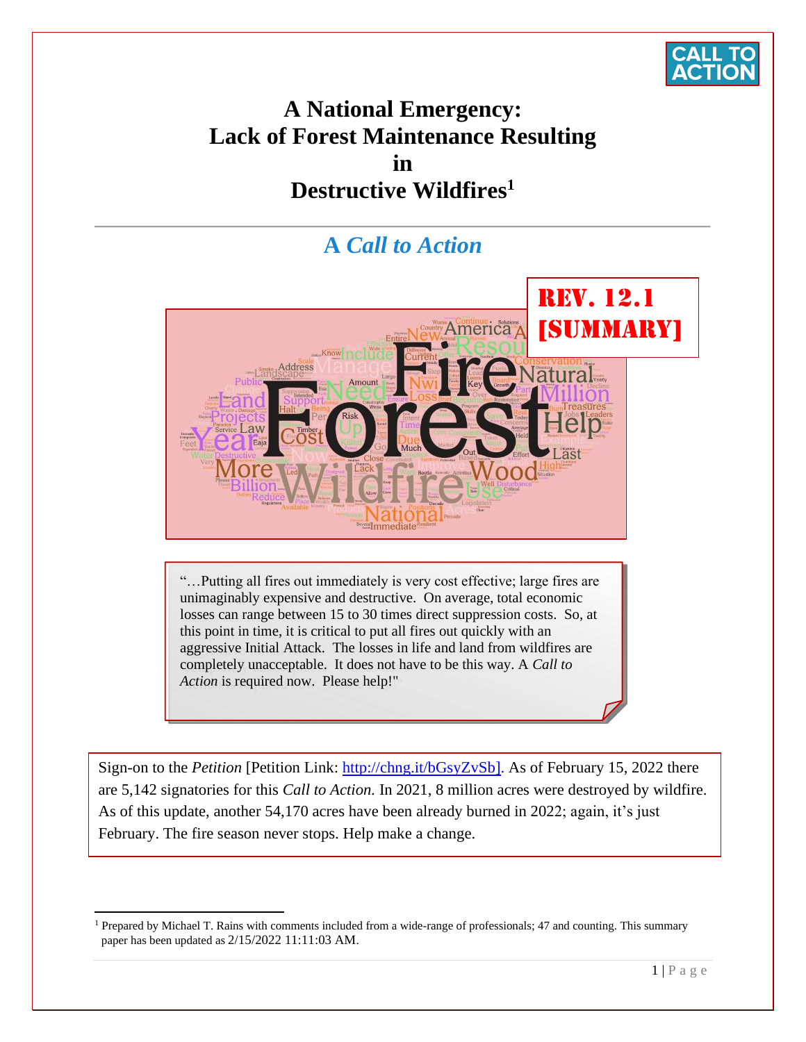CALL TO ACTION

# A National Emergency: Lack of Forest Maintenance Resulting in Destructive Wildfires[1]

## A *Call to Action*

REV. 12.1 [SUMMARY]

"…Putting all fires out immediately is very cost effective; large fires are unimaginably expensive and destructive. On average, total economic losses can range between 15 to 30 times direct suppression costs. So, at this point in time, it is critical to put all fires out quickly with an aggressive Initial Attack. The losses in life and land from wildfires are completely unacceptable. It does not have to be this way. A *Call to Action* is required now. Please help!"

Sign-on to the *Petition* [Petition Link: http://chng.it/bGsyZvSb]. As of February 15, 2022 there are 5,142 signatories for this *Call to Action.* In 2021, 8 million acres were destroyed by wildfire. As of this update, another 54,170 acres have been already burned in 2022; again, it's just February. The fire season never stops. Help make a change.

---

[1] Prepared by Michael T. Rains with comments included from a wide-range of professionals; 47 and counting. This summary paper has been updated as 2/15/2022 11:11:03 AM.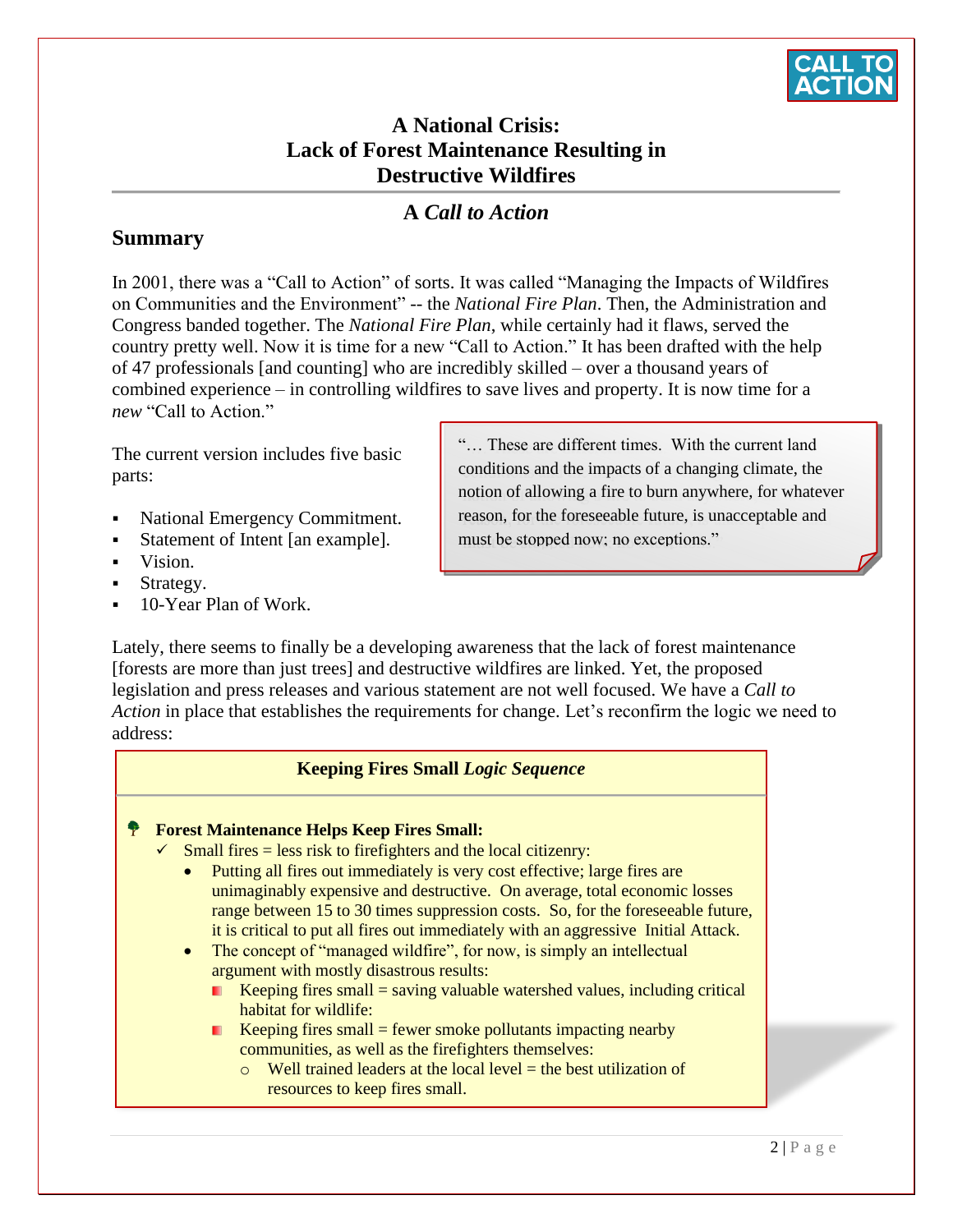## A National Crisis: Lack of Forest Maintenance Resulting in Destructive Wildfires

### A *Call to Action*

### Summary

In 2001, there was a "Call to Action" of sorts. It was called "Managing the Impacts of Wildfires on Communities and the Environment" -- the *National Fire Plan*. Then, the Administration and Congress banded together. The *National Fire Plan*, while certainly had it flaws, served the country pretty well. Now it is time for a new "Call to Action." It has been drafted with the help of 47 professionals [and counting] who are incredibly skilled – over a thousand years of combined experience – in controlling wildfires to save lives and property. It is now time for a *new* "Call to Action."

The current version includes five basic parts:

- National Emergency Commitment.
- Statement of Intent [an example].
- Vision.
- Strategy.
- 10-Year Plan of Work.

> "… These are different times. With the current land conditions and the impacts of a changing climate, the notion of allowing a fire to burn anywhere, for whatever reason, for the foreseeable future, is unacceptable and must be stopped now; no exceptions."

Lately, there seems to finally be a developing awareness that the lack of forest maintenance [forests are more than just trees] and destructive wildfires are linked. Yet, the proposed legislation and press releases and various statement are not well focused. We have a *Call to Action* in place that establishes the requirements for change. Let's reconfirm the logic we need to address:

**Keeping Fires Small *Logic Sequence***

- **Forest Maintenance Helps Keep Fires Small:**
  - ✓ Small fires = less risk to firefighters and the local citizenry:
    - Putting all fires out immediately is very cost effective; large fires are unimaginably expensive and destructive. On average, total economic losses range between 15 to 30 times suppression costs. So, for the foreseeable future, it is critical to put all fires out immediately with an aggressive Initial Attack.
    - The concept of "managed wildfire", for now, is simply an intellectual argument with mostly disastrous results:
      - Keeping fires small = saving valuable watershed values, including critical habitat for wildlife:
      - Keeping fires small = fewer smoke pollutants impacting nearby communities, as well as the firefighters themselves:
        - Well trained leaders at the local level = the best utilization of resources to keep fires small.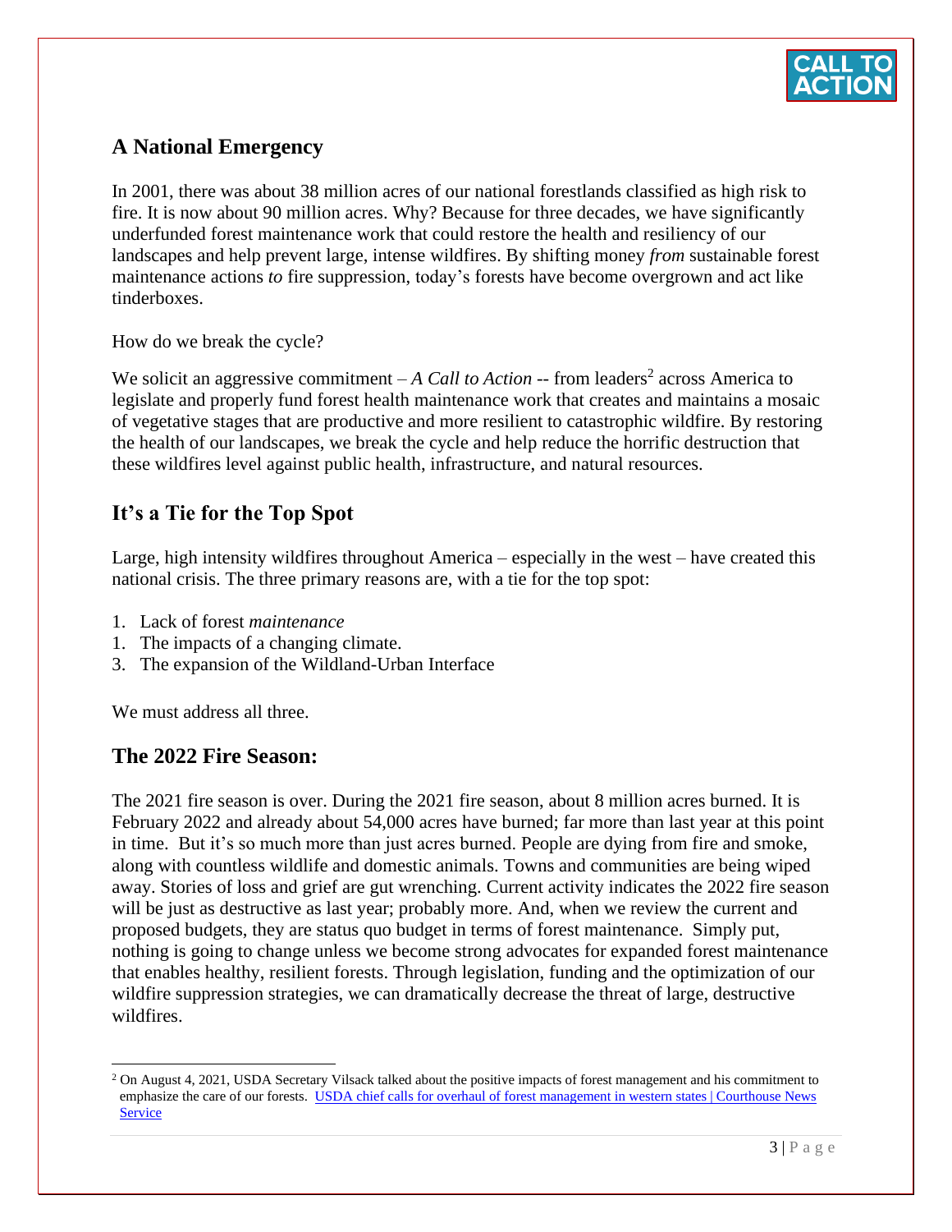## A National Emergency

In 2001, there was about 38 million acres of our national forestlands classified as high risk to fire. It is now about 90 million acres. Why? Because for three decades, we have significantly underfunded forest maintenance work that could restore the health and resiliency of our landscapes and help prevent large, intense wildfires. By shifting money *from* sustainable forest maintenance actions *to* fire suppression, today's forests have become overgrown and act like tinderboxes.

How do we break the cycle?

We solicit an aggressive commitment – *A Call to Action* -- from leaders[2] across America to legislate and properly fund forest health maintenance work that creates and maintains a mosaic of vegetative stages that are productive and more resilient to catastrophic wildfire. By restoring the health of our landscapes, we break the cycle and help reduce the horrific destruction that these wildfires level against public health, infrastructure, and natural resources.

## It's a Tie for the Top Spot

Large, high intensity wildfires throughout America – especially in the west – have created this national crisis. The three primary reasons are, with a tie for the top spot:

1. Lack of forest *maintenance*
1. The impacts of a changing climate.
3. The expansion of the Wildland-Urban Interface

We must address all three.

## The 2022 Fire Season:

The 2021 fire season is over. During the 2021 fire season, about 8 million acres burned. It is February 2022 and already about 54,000 acres have burned; far more than last year at this point in time. But it's so much more than just acres burned. People are dying from fire and smoke, along with countless wildlife and domestic animals. Towns and communities are being wiped away. Stories of loss and grief are gut wrenching. Current activity indicates the 2022 fire season will be just as destructive as last year; probably more. And, when we review the current and proposed budgets, they are status quo budget in terms of forest maintenance. Simply put, nothing is going to change unless we become strong advocates for expanded forest maintenance that enables healthy, resilient forests. Through legislation, funding and the optimization of our wildfire suppression strategies, we can dramatically decrease the threat of large, destructive wildfires.

---

[2] On August 4, 2021, USDA Secretary Vilsack talked about the positive impacts of forest management and his commitment to emphasize the care of our forests. [USDA chief calls for overhaul of forest management in western states | Courthouse News Service]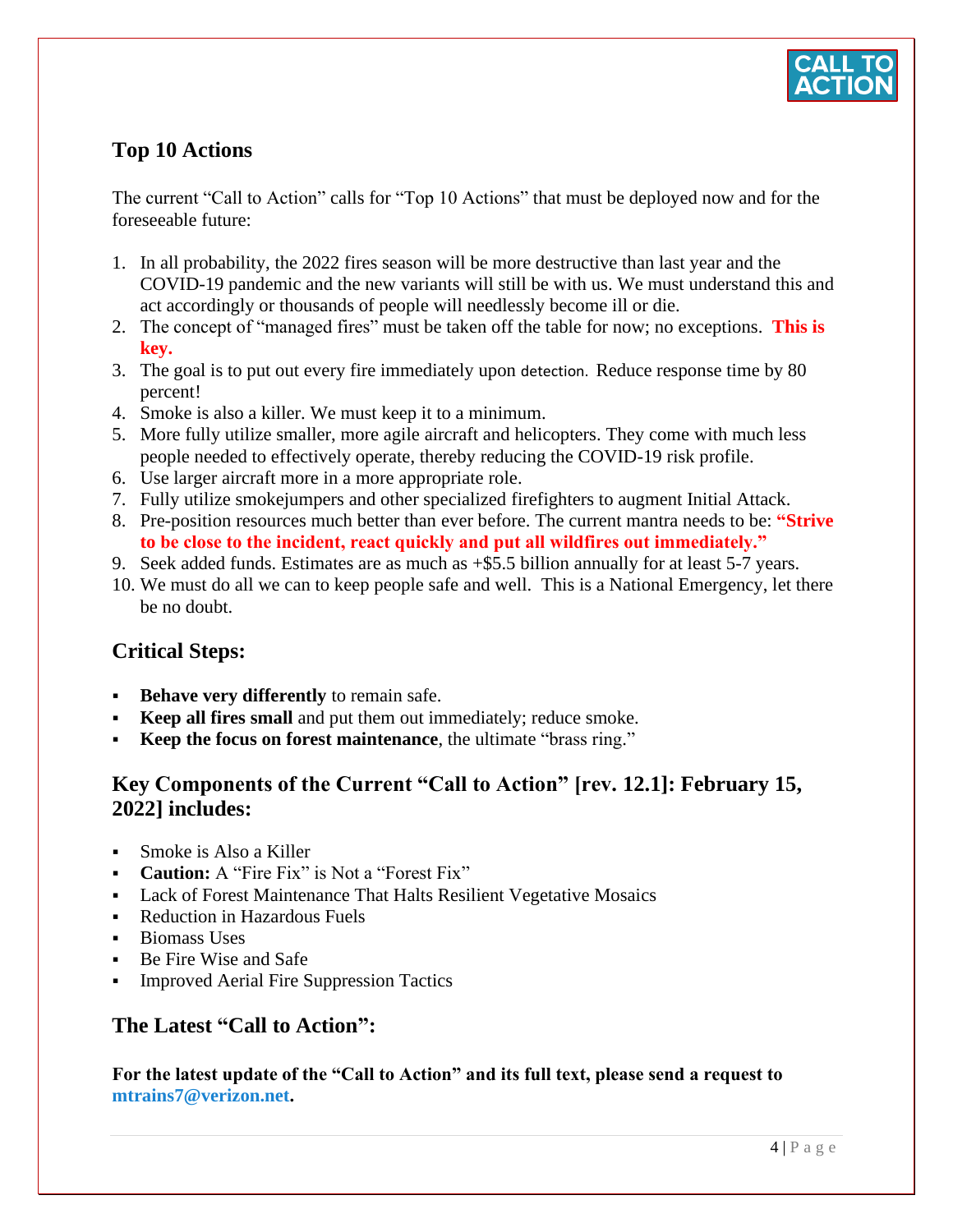CALL TO ACTION

## Top 10 Actions

The current "Call to Action" calls for "Top 10 Actions" that must be deployed now and for the foreseeable future:

1. In all probability, the 2022 fires season will be more destructive than last year and the COVID-19 pandemic and the new variants will still be with us. We must understand this and act accordingly or thousands of people will needlessly become ill or die.
2. The concept of "managed fires" must be taken off the table for now; no exceptions. **This is key.**
3. The goal is to put out every fire immediately upon detection. Reduce response time by 80 percent!
4. Smoke is also a killer. We must keep it to a minimum.
5. More fully utilize smaller, more agile aircraft and helicopters. They come with much less people needed to effectively operate, thereby reducing the COVID-19 risk profile.
6. Use larger aircraft more in a more appropriate role.
7. Fully utilize smokejumpers and other specialized firefighters to augment Initial Attack.
8. Pre-position resources much better than ever before. The current mantra needs to be: **"Strive to be close to the incident, react quickly and put all wildfires out immediately."**
9. Seek added funds. Estimates are as much as +$5.5 billion annually for at least 5-7 years.
10. We must do all we can to keep people safe and well. This is a National Emergency, let there be no doubt.

## Critical Steps:

- **Behave very differently** to remain safe.
- **Keep all fires small** and put them out immediately; reduce smoke.
- **Keep the focus on forest maintenance**, the ultimate "brass ring."

## Key Components of the Current "Call to Action" [rev. 12.1]: February 15, 2022] includes:

- Smoke is Also a Killer
- **Caution:** A "Fire Fix" is Not a "Forest Fix"
- Lack of Forest Maintenance That Halts Resilient Vegetative Mosaics
- Reduction in Hazardous Fuels
- Biomass Uses
- Be Fire Wise and Safe
- Improved Aerial Fire Suppression Tactics

## The Latest "Call to Action":

**For the latest update of the "Call to Action" and its full text, please send a request to mtrains7@verizon.net.**